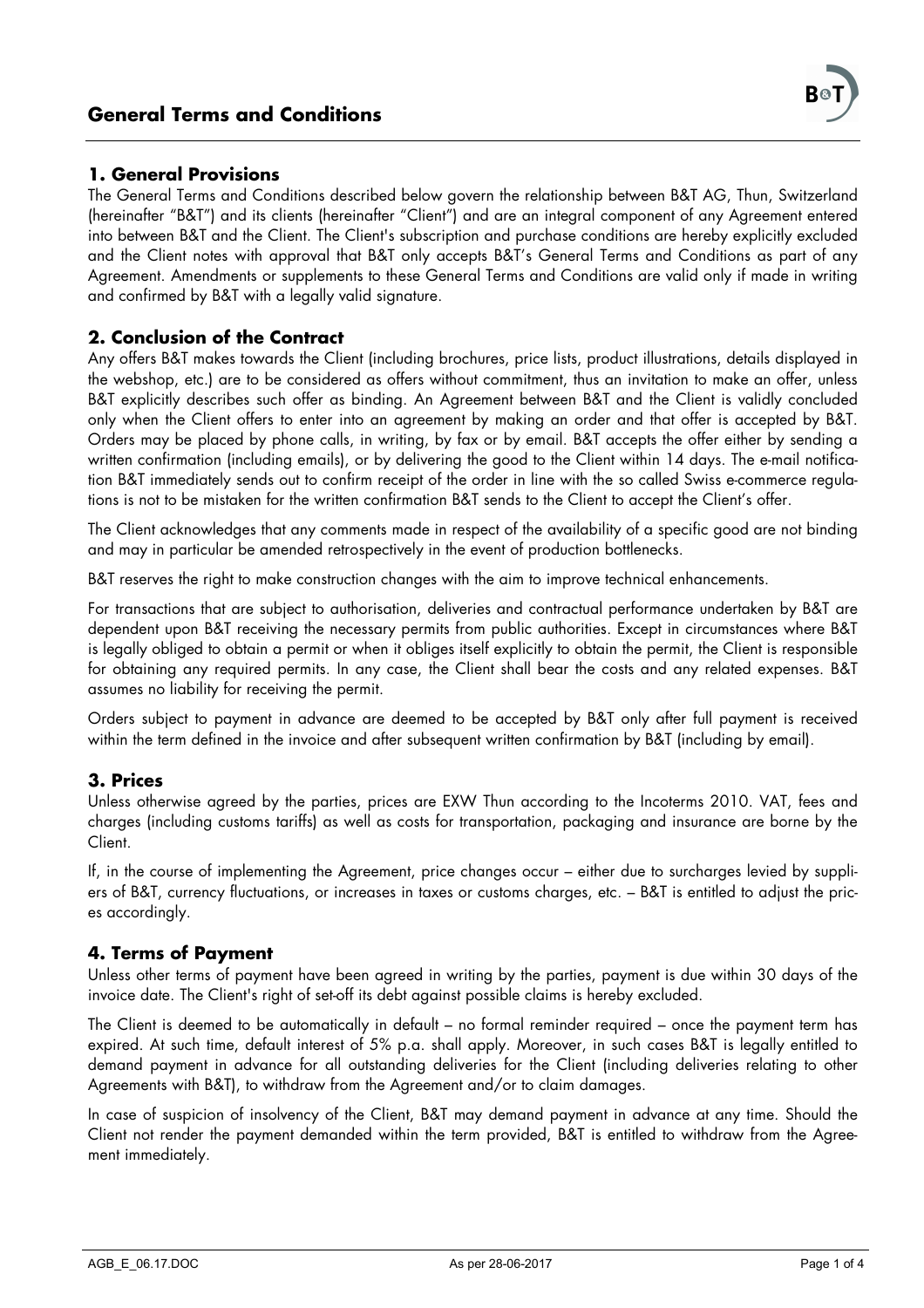# General Terms and Conditions

## 1. General Provisions

The General Terms and Conditions described below govern the relationship between B&T AG, Thun, Switzerland (hereinafter "B&T") and its clients (hereinafter "Client") and are an integral component of any Agreement entered into between B&T and the Client. The Client's subscription and purchase conditions are hereby explicitly excluded and the Client notes with approval that B&T only accepts B&T's General Terms and Conditions as part of any Agreement. Amendments or supplements to these General Terms and Conditions are valid only if made in writing and confirmed by B&T with a legally valid signature.

## 2. Conclusion of the Contract

Any offers B&T makes towards the Client (including brochures, price lists, product illustrations, details displayed in the webshop, etc.) are to be considered as offers without commitment, thus an invitation to make an offer, unless B&T explicitly describes such offer as binding. An Agreement between B&T and the Client is validly concluded only when the Client offers to enter into an agreement by making an order and that offer is accepted by B&T. Orders may be placed by phone calls, in writing, by fax or by email. B&T accepts the offer either by sending a written confirmation (including emails), or by delivering the good to the Client within 14 days. The e-mail notification B&T immediately sends out to confirm receipt of the order in line with the so called Swiss e-commerce regulations is not to be mistaken for the written confirmation B&T sends to the Client to accept the Client's offer.

The Client acknowledges that any comments made in respect of the availability of a specific good are not binding and may in particular be amended retrospectively in the event of production bottlenecks.

B&T reserves the right to make construction changes with the aim to improve technical enhancements.

For transactions that are subject to authorisation, deliveries and contractual performance undertaken by B&T are dependent upon B&T receiving the necessary permits from public authorities. Except in circumstances where B&T is legally obliged to obtain a permit or when it obliges itself explicitly to obtain the permit, the Client is responsible for obtaining any required permits. In any case, the Client shall bear the costs and any related expenses. B&T assumes no liability for receiving the permit.

Orders subject to payment in advance are deemed to be accepted by B&T only after full payment is received within the term defined in the invoice and after subsequent written confirmation by B&T (including by email).

## 3. Prices

Unless otherwise agreed by the parties, prices are EXW Thun according to the Incoterms 2010. VAT, fees and charges (including customs tariffs) as well as costs for transportation, packaging and insurance are borne by the Client.

If, in the course of implementing the Agreement, price changes occur – either due to surcharges levied by suppliers of B&T, currency fluctuations, or increases in taxes or customs charges, etc. – B&T is entitled to adjust the prices accordingly.

## 4. Terms of Payment

Unless other terms of payment have been agreed in writing by the parties, payment is due within 30 days of the invoice date. The Client's right of set-off its debt against possible claims is hereby excluded.

The Client is deemed to be automatically in default – no formal reminder required – once the payment term has expired. At such time, default interest of 5% p.a. shall apply. Moreover, in such cases B&T is legally entitled to demand payment in advance for all outstanding deliveries for the Client (including deliveries relating to other Agreements with B&T), to withdraw from the Agreement and/or to claim damages.

In case of suspicion of insolvency of the Client, B&T may demand payment in advance at any time. Should the Client not render the payment demanded within the term provided, B&T is entitled to withdraw from the Agreement immediately.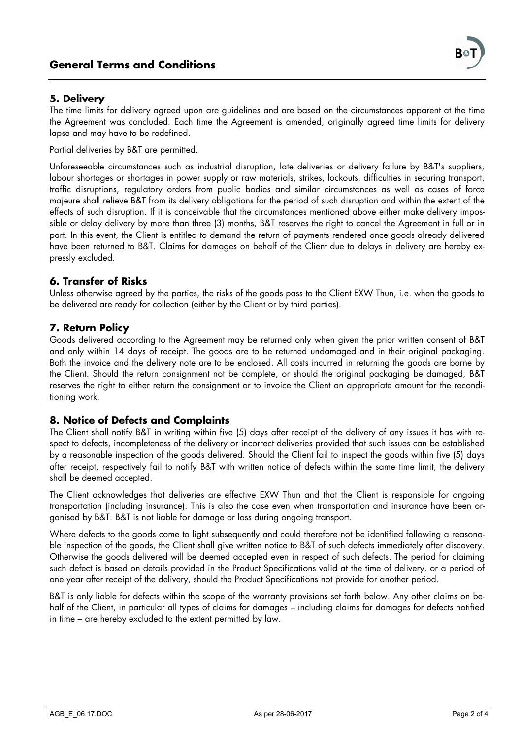## 5. Delivery

The time limits for delivery agreed upon are guidelines and are based on the circumstances apparent at the time the Agreement was concluded. Each time the Agreement is amended, originally agreed time limits for delivery lapse and may have to be redefined.

Partial deliveries by B&T are permitted.

Unforeseeable circumstances such as industrial disruption, late deliveries or delivery failure by B&T's suppliers, labour shortages or shortages in power supply or raw materials, strikes, lockouts, difficulties in securing transport, traffic disruptions, regulatory orders from public bodies and similar circumstances as well as cases of force majeure shall relieve B&T from its delivery obligations for the period of such disruption and within the extent of the effects of such disruption. If it is conceivable that the circumstances mentioned above either make delivery impossible or delay delivery by more than three (3) months, B&T reserves the right to cancel the Agreement in full or in part. In this event, the Client is entitled to demand the return of payments rendered once goods already delivered have been returned to B&T. Claims for damages on behalf of the Client due to delays in delivery are hereby expressly excluded.

## 6. Transfer of Risks

Unless otherwise agreed by the parties, the risks of the goods pass to the Client EXW Thun, i.e. when the goods to be delivered are ready for collection (either by the Client or by third parties).

## 7. Return Policy

Goods delivered according to the Agreement may be returned only when given the prior written consent of B&T and only within 14 days of receipt. The goods are to be returned undamaged and in their original packaging. Both the invoice and the delivery note are to be enclosed. All costs incurred in returning the goods are borne by the Client. Should the return consignment not be complete, or should the original packaging be damaged, B&T reserves the right to either return the consignment or to invoice the Client an appropriate amount for the reconditioning work.

## 8. Notice of Defects and Complaints

The Client shall notify B&T in writing within five (5) days after receipt of the delivery of any issues it has with respect to defects, incompleteness of the delivery or incorrect deliveries provided that such issues can be established by a reasonable inspection of the goods delivered. Should the Client fail to inspect the goods within five (5) days after receipt, respectively fail to notify B&T with written notice of defects within the same time limit, the delivery shall be deemed accepted.

The Client acknowledges that deliveries are effective EXW Thun and that the Client is responsible for ongoing transportation (including insurance). This is also the case even when transportation and insurance have been organised by B&T. B&T is not liable for damage or loss during ongoing transport.

Where defects to the goods come to light subsequently and could therefore not be identified following a reasonable inspection of the goods, the Client shall give written notice to B&T of such defects immediately after discovery. Otherwise the goods delivered will be deemed accepted even in respect of such defects. The period for claiming such defect is based on details provided in the Product Specifications valid at the time of delivery, or a period of one year after receipt of the delivery, should the Product Specifications not provide for another period.

B&T is only liable for defects within the scope of the warranty provisions set forth below. Any other claims on behalf of the Client, in particular all types of claims for damages – including claims for damages for defects notified in time – are hereby excluded to the extent permitted by law.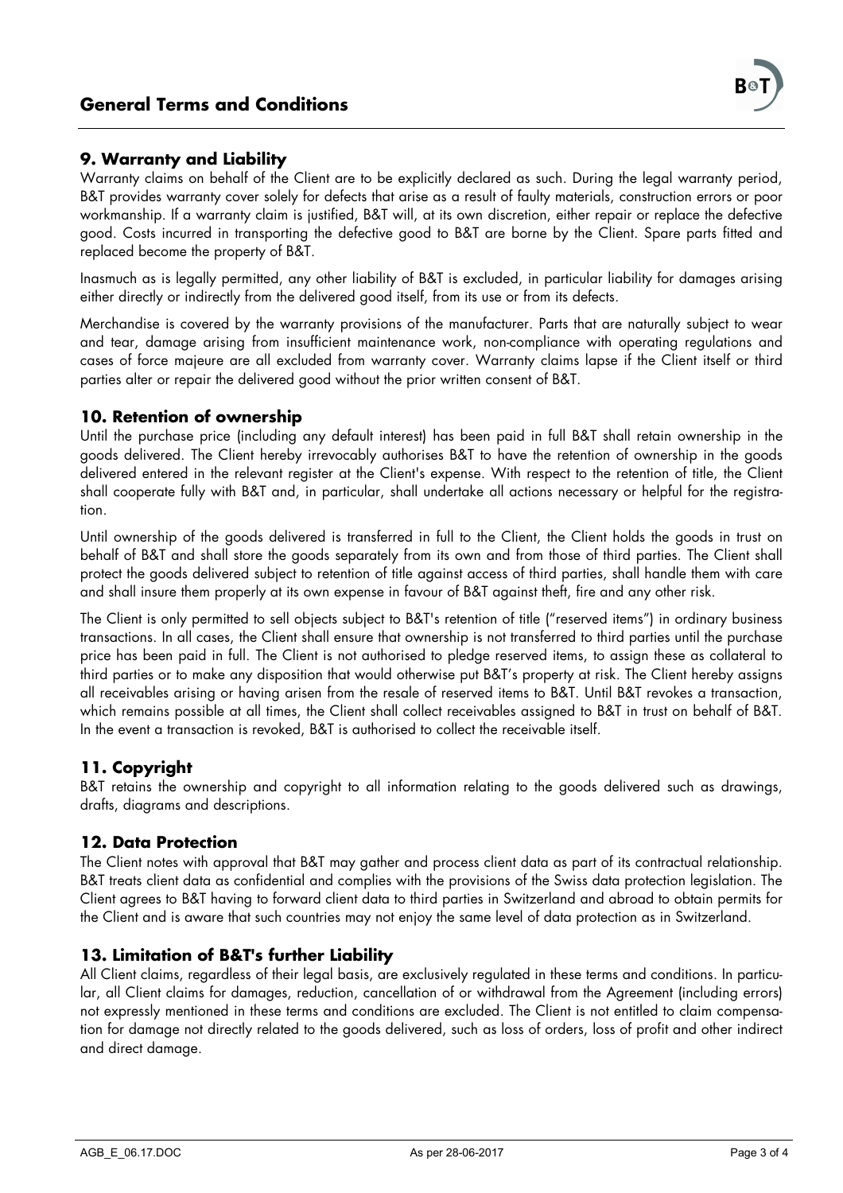## 9. Warranty and Liability

Warranty claims on behalf of the Client are to be explicitly declared as such. During the legal warranty period, B&T provides warranty cover solely for defects that arise as a result of faulty materials, construction errors or poor workmanship. If a warranty claim is justified, B&T will, at its own discretion, either repair or replace the defective good. Costs incurred in transporting the defective good to B&T are borne by the Client. Spare parts fitted and replaced become the property of B&T.

Inasmuch as is legally permitted, any other liability of B&T is excluded, in particular liability for damages arising either directly or indirectly from the delivered good itself, from its use or from its defects.

Merchandise is covered by the warranty provisions of the manufacturer. Parts that are naturally subject to wear and tear, damage arising from insufficient maintenance work, non-compliance with operating regulations and cases of force majeure are all excluded from warranty cover. Warranty claims lapse if the Client itself or third parties alter or repair the delivered good without the prior written consent of B&T.

## 10. Retention of ownership

Until the purchase price (including any default interest) has been paid in full B&T shall retain ownership in the goods delivered. The Client hereby irrevocably authorises B&T to have the retention of ownership in the goods delivered entered in the relevant register at the Client's expense. With respect to the retention of title, the Client shall cooperate fully with B&T and, in particular, shall undertake all actions necessary or helpful for the registration.

Until ownership of the goods delivered is transferred in full to the Client, the Client holds the goods in trust on behalf of B&T and shall store the goods separately from its own and from those of third parties. The Client shall protect the goods delivered subject to retention of title against access of third parties, shall handle them with care and shall insure them properly at its own expense in favour of B&T against theft, fire and any other risk.

The Client is only permitted to sell objects subject to B&T's retention of title ("reserved items") in ordinary business transactions. In all cases, the Client shall ensure that ownership is not transferred to third parties until the purchase price has been paid in full. The Client is not authorised to pledge reserved items, to assign these as collateral to third parties or to make any disposition that would otherwise put B&T's property at risk. The Client hereby assigns all receivables arising or having arisen from the resale of reserved items to B&T. Until B&T revokes a transaction, which remains possible at all times, the Client shall collect receivables assigned to B&T in trust on behalf of B&T. In the event a transaction is revoked, B&T is authorised to collect the receivable itself.

## 11. Copyright

B&T retains the ownership and copyright to all information relating to the goods delivered such as drawings, drafts, diagrams and descriptions.

## 12. Data Protection

The Client notes with approval that B&T may gather and process client data as part of its contractual relationship. B&T treats client data as confidential and complies with the provisions of the Swiss data protection legislation. The Client agrees to B&T having to forward client data to third parties in Switzerland and abroad to obtain permits for the Client and is aware that such countries may not enjoy the same level of data protection as in Switzerland.

## 13. Limitation of B&T's further Liability

All Client claims, regardless of their legal basis, are exclusively regulated in these terms and conditions. In particular, all Client claims for damages, reduction, cancellation of or withdrawal from the Agreement (including errors) not expressly mentioned in these terms and conditions are excluded. The Client is not entitled to claim compensation for damage not directly related to the goods delivered, such as loss of orders, loss of profit and other indirect and direct damage.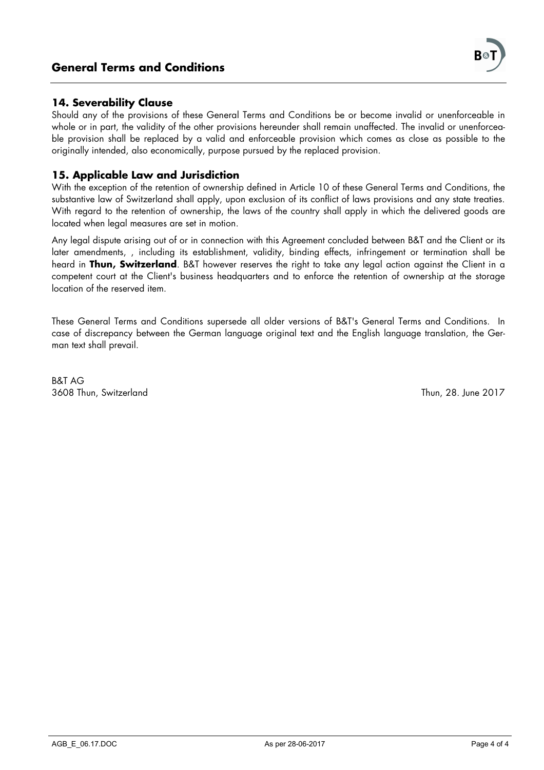## 14. Severability Clause

Should any of the provisions of these General Terms and Conditions be or become invalid or unenforceable in whole or in part, the validity of the other provisions hereunder shall remain unaffected. The invalid or unenforceable provision shall be replaced by a valid and enforceable provision which comes as close as possible to the originally intended, also economically, purpose pursued by the replaced provision.

## 15. Applicable Law and Jurisdiction

With the exception of the retention of ownership defined in Article 10 of these General Terms and Conditions, the substantive law of Switzerland shall apply, upon exclusion of its conflict of laws provisions and any state treaties. With regard to the retention of ownership, the laws of the country shall apply in which the delivered goods are located when legal measures are set in motion.

Any legal dispute arising out of or in connection with this Agreement concluded between B&T and the Client or its later amendments, , including its establishment, validity, binding effects, infringement or termination shall be heard in **Thun, Switzerland**. B&T however reserves the right to take any legal action against the Client in a competent court at the Client's business headquarters and to enforce the retention of ownership at the storage location of the reserved item.

These General Terms and Conditions supersede all older versions of B&T's General Terms and Conditions. In case of discrepancy between the German language original text and the English language translation, the German text shall prevail.

B&T AG
3608 Thun, Switzerland

Thun, 28. June 2017